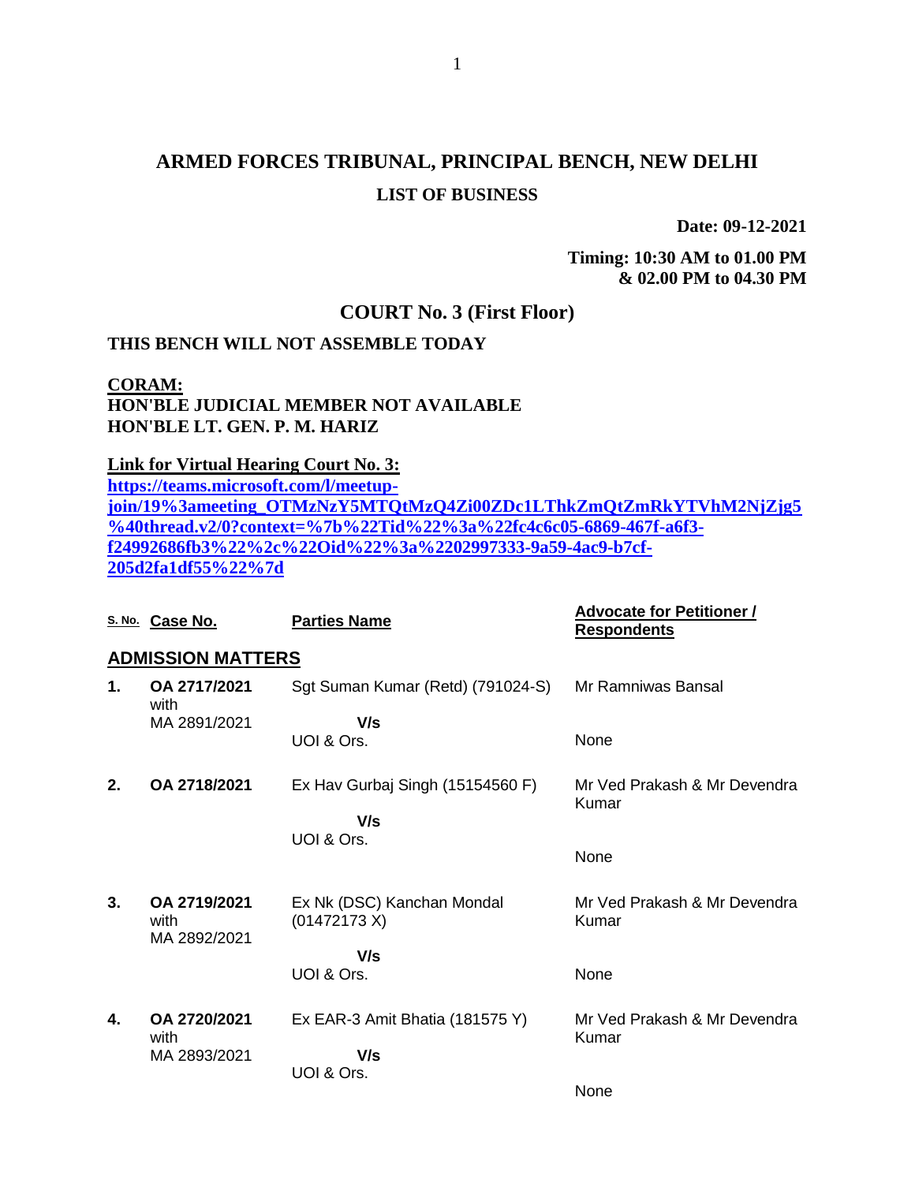# ARMED FORCES TRIBUNAL, PRINCIPAL BENCH, NEW DELHI

## LIST OF BUSINESS

**Date: 09-12-2021**

**Timing: 10:30 AM to 01.00 PM & 02.00 PM to 04.30 PM**

## COURT No. 3 (First Floor)

**THIS BENCH WILL NOT ASSEMBLE TODAY**

**CORAM:**
**HON'BLE JUDICIAL MEMBER NOT AVAILABLE**
**HON'BLE LT. GEN. P. M. HARIZ**

**Link for Virtual Hearing Court No. 3:**
**https://teams.microsoft.com/l/meetup-join/19%3ameeting_OTMzNzY5MTQtMzQ4Zi00ZDc1LThkZmQtZmRkYTVhM2NjZjg5%40thread.v2/0?context=%7b%22Tid%22%3a%22fc4c6c05-6869-467f-a6f3-f24992686fb3%22%2c%22Oid%22%3a%2202997333-9a59-4ac9-b7cf-205d2fa1df55%22%7d**

| S. No. | Case No. | Parties Name | Advocate for Petitioner / Respondents |
|---|---|---|---|
| **ADMISSION MATTERS** | | | |
| **1.** | **OA 2717/2021** with MA 2891/2021 | Sgt Suman Kumar (Retd) (791024-S) **V/s** UOI & Ors. | Mr Ramniwas Bansal<br>None |
| **2.** | **OA 2718/2021** | Ex Hav Gurbaj Singh (15154560 F) **V/s** UOI & Ors. | Mr Ved Prakash & Mr Devendra Kumar<br>None |
| **3.** | **OA 2719/2021** with MA 2892/2021 | Ex Nk (DSC) Kanchan Mondal (01472173 X) **V/s** UOI & Ors. | Mr Ved Prakash & Mr Devendra Kumar<br>None |
| **4.** | **OA 2720/2021** with MA 2893/2021 | Ex EAR-3 Amit Bhatia (181575 Y) **V/s** UOI & Ors. | Mr Ved Prakash & Mr Devendra Kumar<br>None |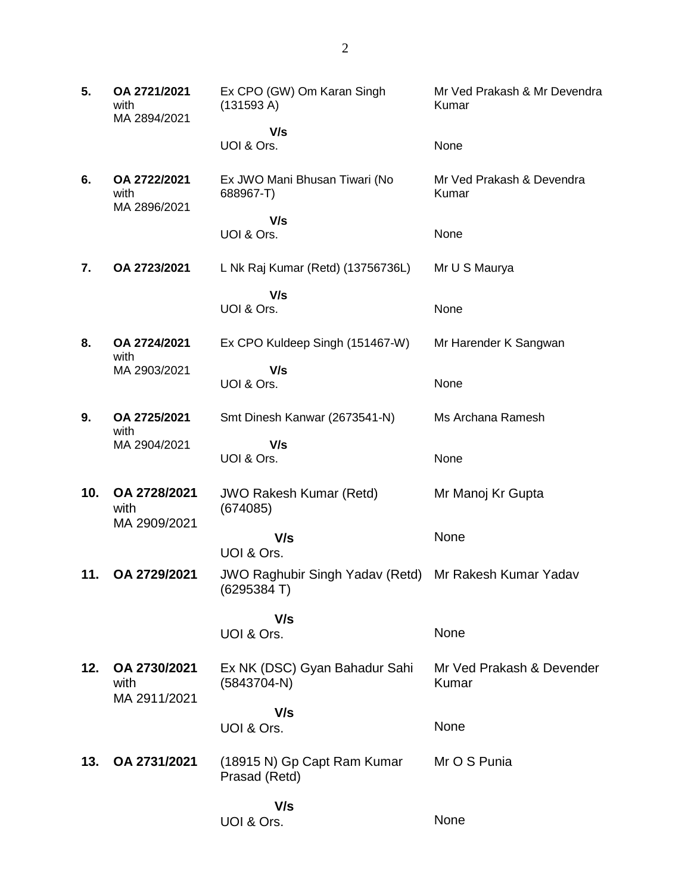| | | | |
|---|---|---|---|
| **5.** | **OA 2721/2021** with MA 2894/2021 | Ex CPO (GW) Om Karan Singh (131593 A)<br>**V/s**<br>UOI & Ors. | Mr Ved Prakash & Mr Devendra Kumar<br><br>None |
| **6.** | **OA 2722/2021** with MA 2896/2021 | Ex JWO Mani Bhusan Tiwari (No 688967-T)<br>**V/s**<br>UOI & Ors. | Mr Ved Prakash & Devendra Kumar<br><br>None |
| **7.** | **OA 2723/2021** | L Nk Raj Kumar (Retd) (13756736L)<br>**V/s**<br>UOI & Ors. | Mr U S Maurya<br><br>None |
| **8.** | **OA 2724/2021** with MA 2903/2021 | Ex CPO Kuldeep Singh (151467-W)<br>**V/s**<br>UOI & Ors. | Mr Harender K Sangwan<br><br>None |
| **9.** | **OA 2725/2021** with MA 2904/2021 | Smt Dinesh Kanwar (2673541-N)<br>**V/s**<br>UOI & Ors. | Ms Archana Ramesh<br><br>None |
| **10.** | **OA 2728/2021** with MA 2909/2021 | JWO Rakesh Kumar (Retd) (674085)<br>**V/s**<br>UOI & Ors. | Mr Manoj Kr Gupta<br><br>None |
| **11.** | **OA 2729/2021** | JWO Raghubir Singh Yadav (Retd) (6295384 T)<br>**V/s**<br>UOI & Ors. | Mr Rakesh Kumar Yadav<br><br>None |
| **12.** | **OA 2730/2021** with MA 2911/2021 | Ex NK (DSC) Gyan Bahadur Sahi (5843704-N)<br>**V/s**<br>UOI & Ors. | Mr Ved Prakash & Devender Kumar<br><br>None |
| **13.** | **OA 2731/2021** | (18915 N) Gp Capt Ram Kumar Prasad (Retd)<br>**V/s**<br>UOI & Ors. | Mr O S Punia<br><br>None |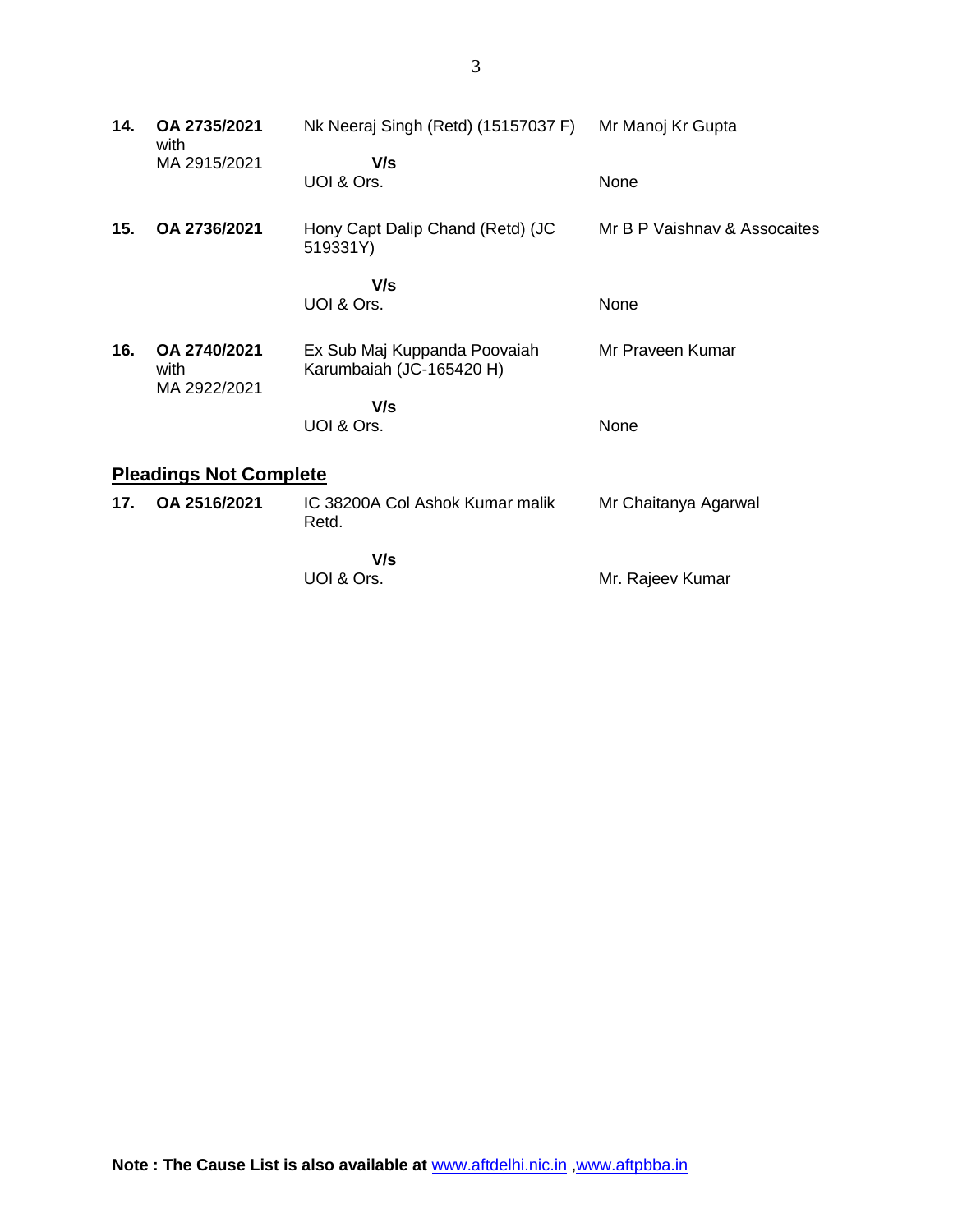| | | | |
|---|---|---|---|
| **14.** | **OA 2735/2021** with MA 2915/2021 | Nk Neeraj Singh (Retd) (15157037 F) | Mr Manoj Kr Gupta |
| | | **V/s** UOI & Ors. | None |
| **15.** | **OA 2736/2021** | Hony Capt Dalip Chand (Retd) (JC 519331Y) | Mr B P Vaishnav & Assocaites |
| | | **V/s** UOI & Ors. | None |
| **16.** | **OA 2740/2021** with MA 2922/2021 | Ex Sub Maj Kuppanda Poovaiah Karumbaiah (JC-165420 H) | Mr Praveen Kumar |
| | | **V/s** UOI & Ors. | None |

## Pleadings Not Complete

| | | | |
|---|---|---|---|
| **17.** | **OA 2516/2021** | IC 38200A Col Ashok Kumar malik Retd. | Mr Chaitanya Agarwal |
| | | **V/s** UOI & Ors. | Mr. Rajeev Kumar |

**Note : The Cause List is also available at** www.aftdelhi.nic.in ,www.aftpbba.in